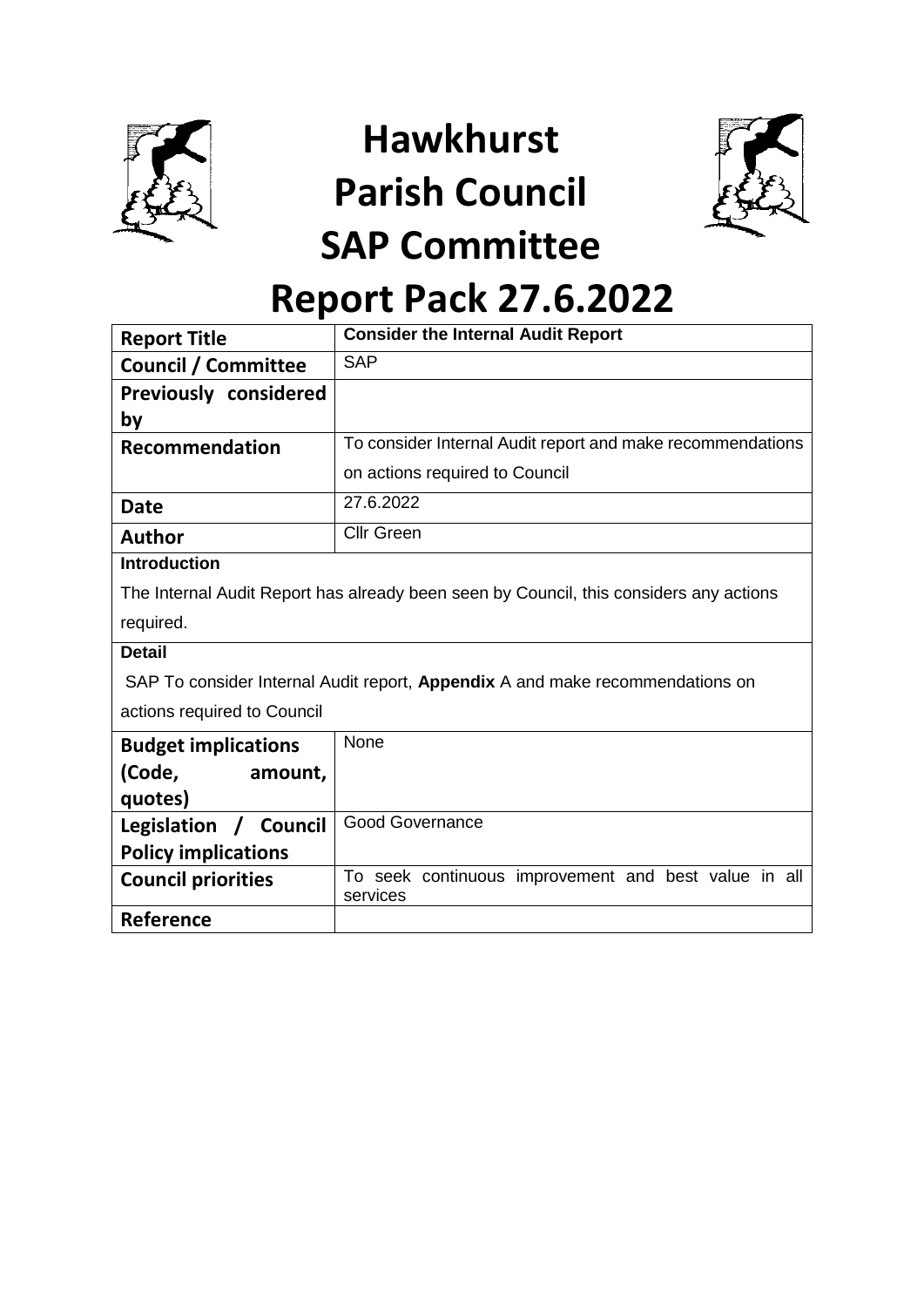# Hawkhurst Parish Council SAP Committee Report Pack 27.6.2022

| Report Title | **Consider the Internal Audit Report** |
|---|---|
| Council / Committee | SAP |
| Previously considered by | |
| Recommendation | To consider Internal Audit report and make recommendations on actions required to Council |
| Date | 27.6.2022 |
| Author | Cllr Green |

**Introduction**

The Internal Audit Report has already been seen by Council, this considers any actions required.

**Detail**

SAP To consider Internal Audit report, **Appendix** A and make recommendations on actions required to Council

| Budget implications (Code, amount, quotes) | None |
|---|---|
| Legislation / Council Policy implications | Good Governance |
| Council priorities | To seek continuous improvement and best value in all services |
| Reference | |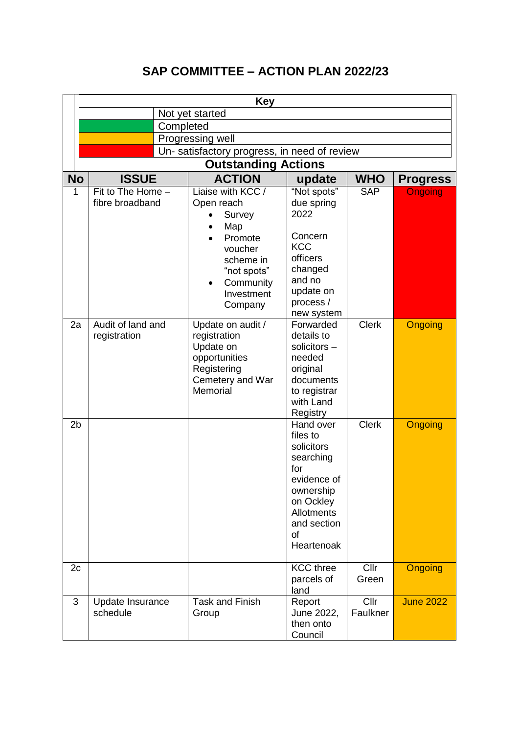# SAP COMMITTEE – ACTION PLAN 2022/23

| Key | |
|---|---|
| | Not yet started |
| (Green) | Completed |
| (Amber) | Progressing well |
| (Red) | Un- satisfactory progress, in need of review |

**Outstanding Actions**

| No | ISSUE | ACTION | update | WHO | Progress |
|---|---|---|---|---|---|
| 1 | Fit to The Home – fibre broadband | Liaise with KCC / Open reach<br>• Survey<br>• Map<br>• Promote voucher scheme in "not spots"<br>• Community Investment Company | "Not spots" due spring 2022<br><br>Concern KCC officers changed and no update on process / new system | SAP | Ongoing |
| 2a | Audit of land and registration | Update on audit / registration<br>Update on opportunities<br>Registering Cemetery and War Memorial | Forwarded details to solicitors – needed original documents to registrar with Land Registry | Clerk | Ongoing |
| 2b | | | Hand over files to solicitors searching for evidence of ownership on Ockley Allotments and section of Heartenoak | Clerk | Ongoing |
| 2c | | | KCC three parcels of land | Cllr Green | Ongoing |
| 3 | Update Insurance schedule | Task and Finish Group | Report June 2022, then onto Council | Cllr Faulkner | June 2022 |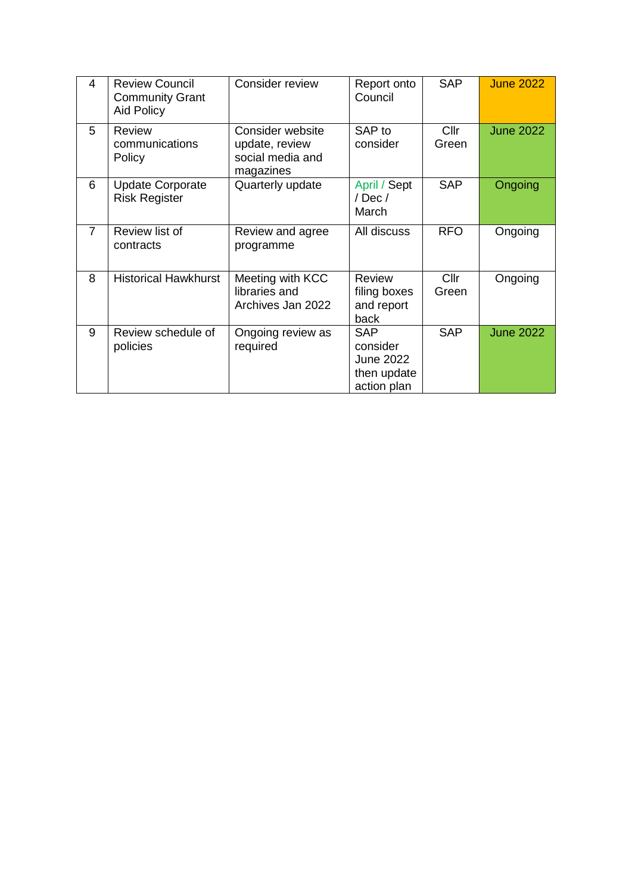| 4 | Review Council Community Grant Aid Policy | Consider review | Report onto Council | SAP | June 2022 |
|---|---|---|---|---|---|
| 5 | Review communications Policy | Consider website update, review social media and magazines | SAP to consider | Cllr Green | June 2022 |
| 6 | Update Corporate Risk Register | Quarterly update | April / Sept / Dec / March | SAP | Ongoing |
| 7 | Review list of contracts | Review and agree programme | All discuss | RFO | Ongoing |
| 8 | Historical Hawkhurst | Meeting with KCC libraries and Archives Jan 2022 | Review filing boxes and report back | Cllr Green | Ongoing |
| 9 | Review schedule of policies | Ongoing review as required | SAP consider June 2022 then update action plan | SAP | June 2022 |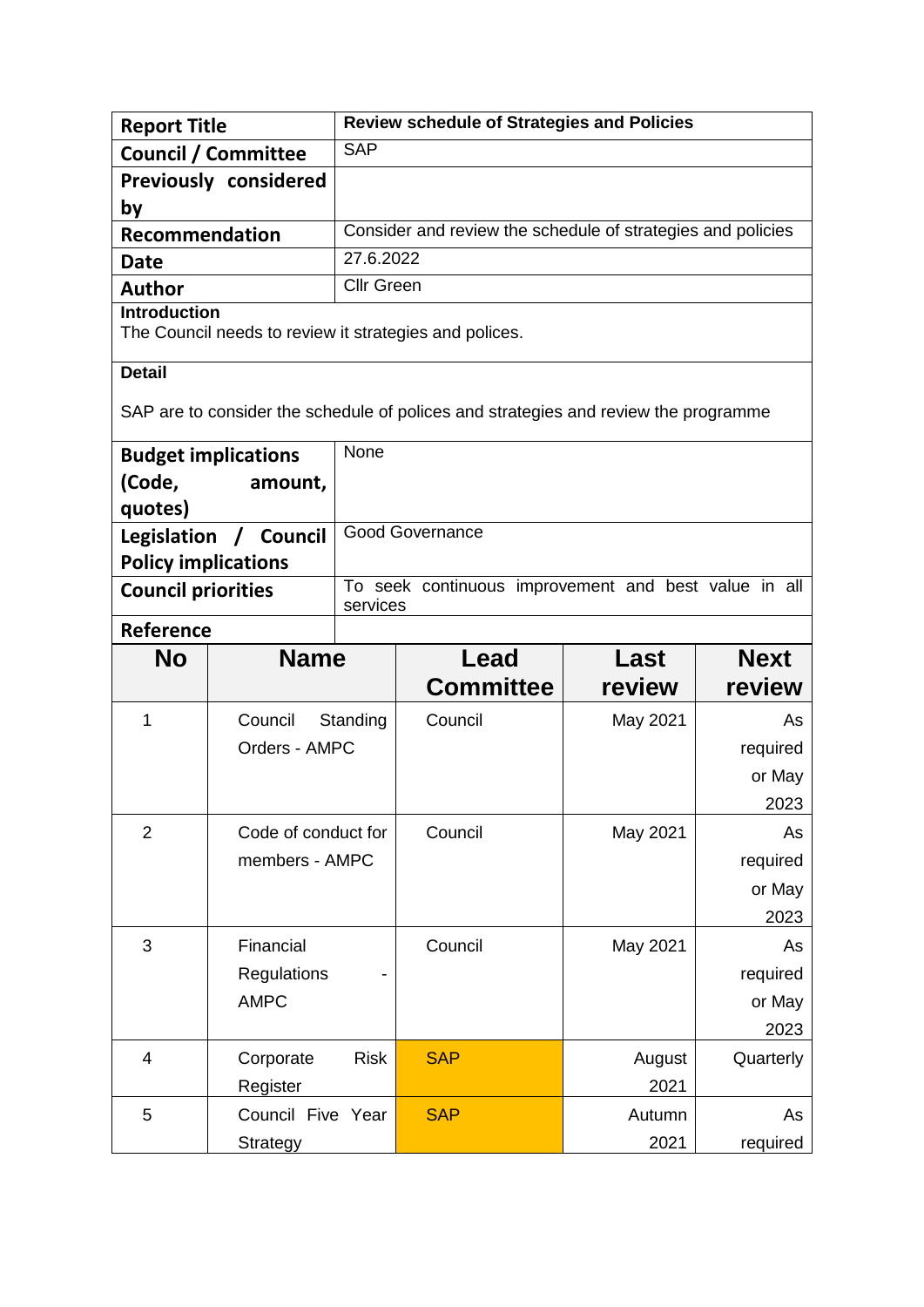| **Report Title** | **Review schedule of Strategies and Policies** |
|---|---|
| **Council / Committee** | SAP |
| **Previously considered by** | |
| **Recommendation** | Consider and review the schedule of strategies and policies |
| **Date** | 27.6.2022 |
| **Author** | Cllr Green |

**Introduction**

The Council needs to review it strategies and polices.

**Detail**

SAP are to consider the schedule of polices and strategies and review the programme

| **Budget implications (Code, amount, quotes)** | None |
|---|---|
| **Legislation / Council Policy implications** | Good Governance |
| **Council priorities** | To seek continuous improvement and best value in all services |
| **Reference** | |

| No | Name | Lead Committee | Last review | Next review |
|---|---|---|---|---|
| 1 | Council Standing Orders - AMPC | Council | May 2021 | As required or May 2023 |
| 2 | Code of conduct for members - AMPC | Council | May 2021 | As required or May 2023 |
| 3 | Financial Regulations - AMPC | Council | May 2021 | As required or May 2023 |
| 4 | Corporate Risk Register | SAP | August 2021 | Quarterly |
| 5 | Council Five Year Strategy | SAP | Autumn 2021 | As required |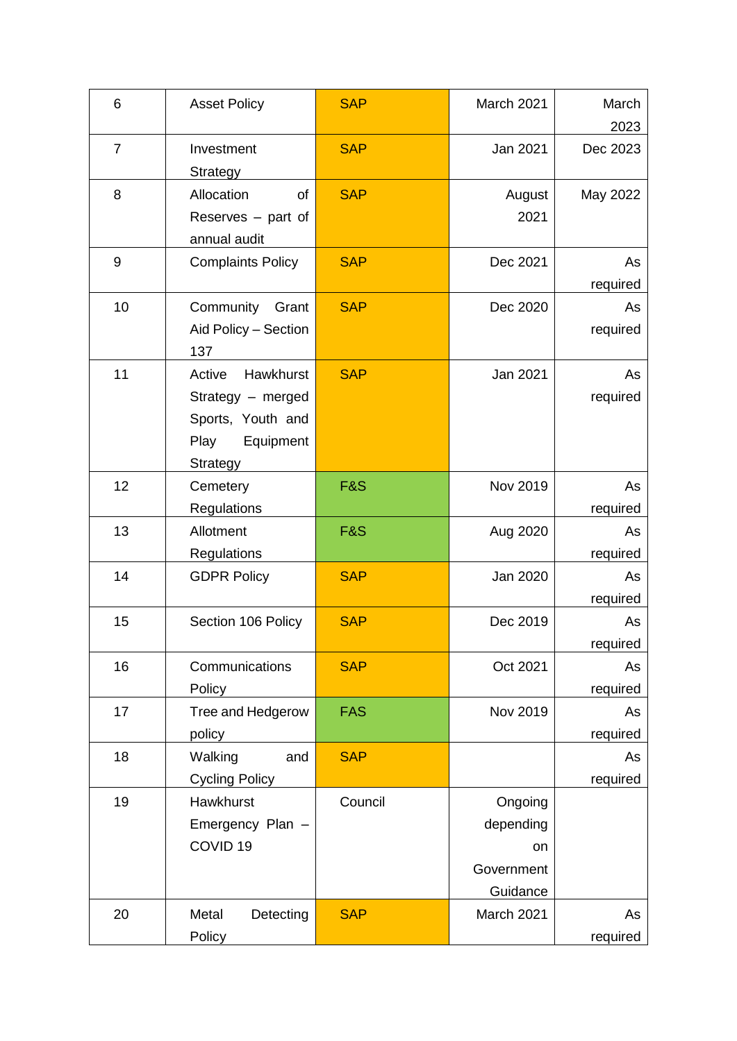| 6 | Asset Policy | SAP | March 2021 | March 2023 |
|---|---|---|---|---|
| 7 | Investment Strategy | SAP | Jan 2021 | Dec 2023 |
| 8 | Allocation of Reserves – part of annual audit | SAP | August 2021 | May 2022 |
| 9 | Complaints Policy | SAP | Dec 2021 | As required |
| 10 | Community Grant Aid Policy – Section 137 | SAP | Dec 2020 | As required |
| 11 | Active Hawkhurst Strategy – merged Sports, Youth and Play Equipment Strategy | SAP | Jan 2021 | As required |
| 12 | Cemetery Regulations | F&S | Nov 2019 | As required |
| 13 | Allotment Regulations | F&S | Aug 2020 | As required |
| 14 | GDPR Policy | SAP | Jan 2020 | As required |
| 15 | Section 106 Policy | SAP | Dec 2019 | As required |
| 16 | Communications Policy | SAP | Oct 2021 | As required |
| 17 | Tree and Hedgerow policy | FAS | Nov 2019 | As required |
| 18 | Walking and Cycling Policy | SAP | | As required |
| 19 | Hawkhurst Emergency Plan – COVID 19 | Council | Ongoing depending on Government Guidance | |
| 20 | Metal Detecting Policy | SAP | March 2021 | As required |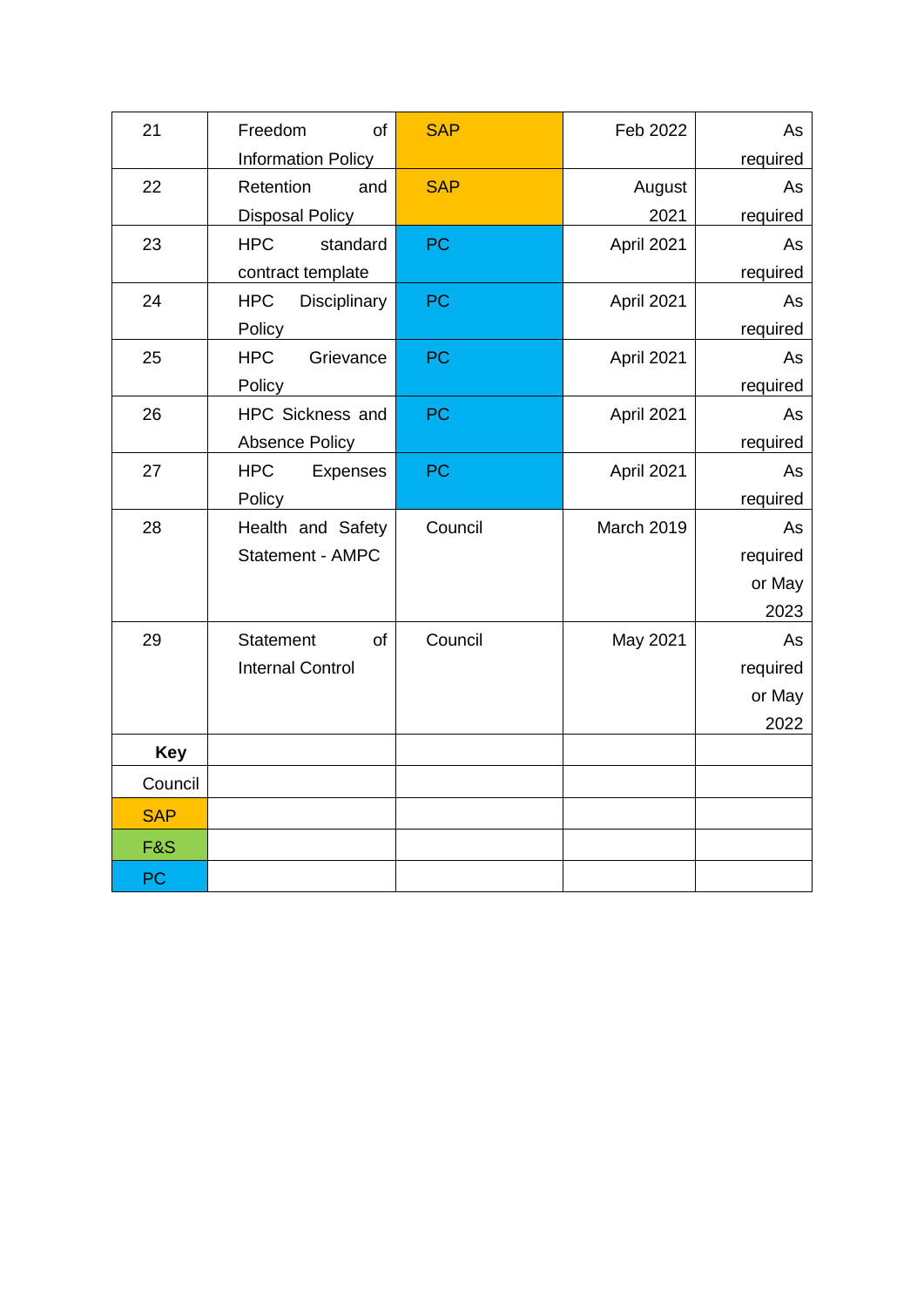| | | | | |
|---|---|---|---|---|
| 21 | Freedom of Information Policy | SAP | Feb 2022 | As required |
| 22 | Retention and Disposal Policy | SAP | August 2021 | As required |
| 23 | HPC standard contract template | PC | April 2021 | As required |
| 24 | HPC Disciplinary Policy | PC | April 2021 | As required |
| 25 | HPC Grievance Policy | PC | April 2021 | As required |
| 26 | HPC Sickness and Absence Policy | PC | April 2021 | As required |
| 27 | HPC Expenses Policy | PC | April 2021 | As required |
| 28 | Health and Safety Statement - AMPC | Council | March 2019 | As required or May 2023 |
| 29 | Statement of Internal Control | Council | May 2021 | As required or May 2022 |
| **Key** | | | | |
| Council | | | | |
| SAP | | | | |
| F&S | | | | |
| PC | | | | |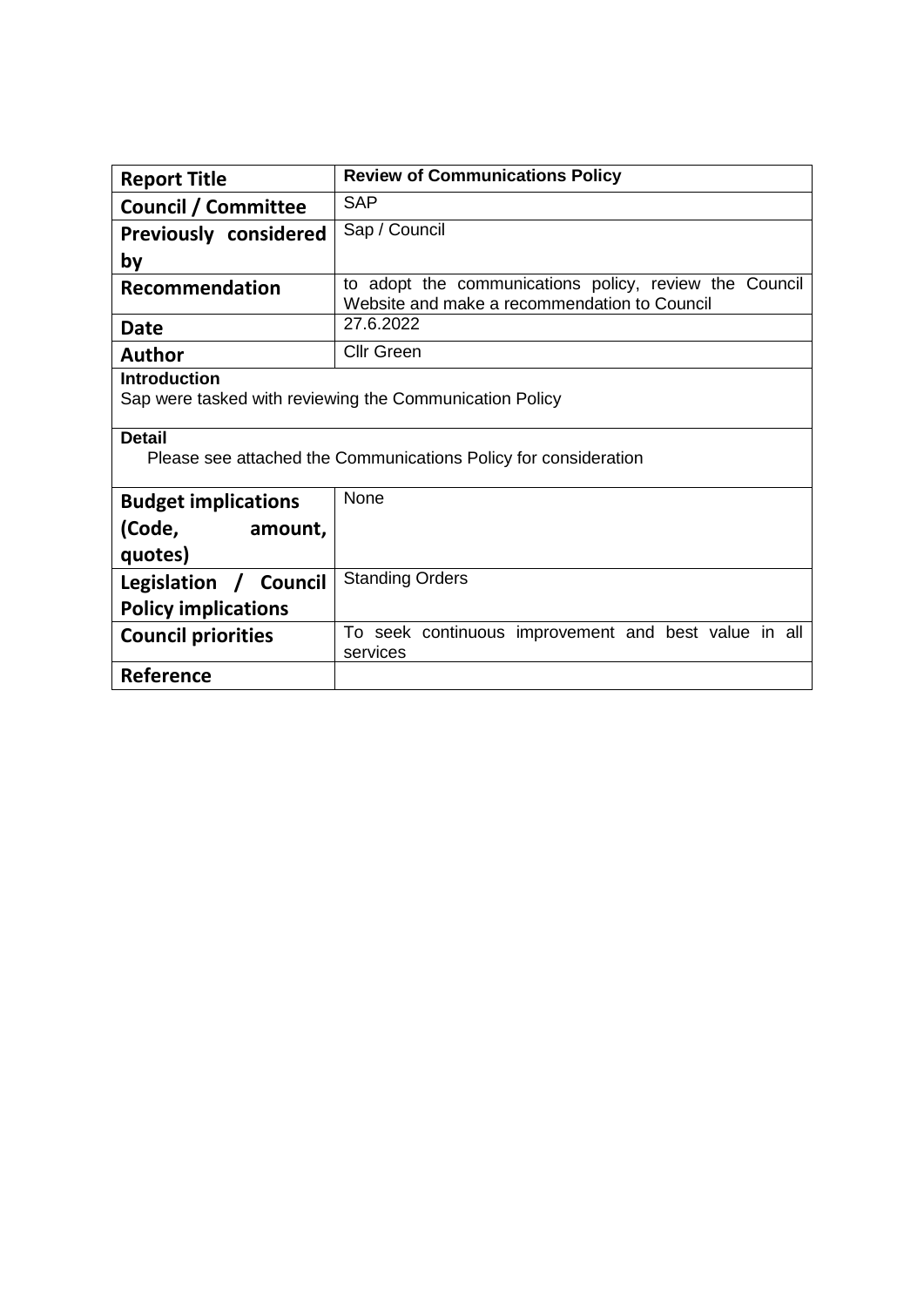| Report Title | Review of Communications Policy |
|---|---|
| Council / Committee | SAP |
| Previously considered by | Sap / Council |
| Recommendation | to adopt the communications policy, review the Council Website and make a recommendation to Council |
| Date | 27.6.2022 |
| Author | Cllr Green |
| **Introduction**<br>Sap were tasked with reviewing the Communication Policy | |
| **Detail**<br>Please see attached the Communications Policy for consideration | |
| Budget implications (Code, amount, quotes) | None |
| Legislation / Council Policy implications | Standing Orders |
| Council priorities | To seek continuous improvement and best value in all services |
| Reference | |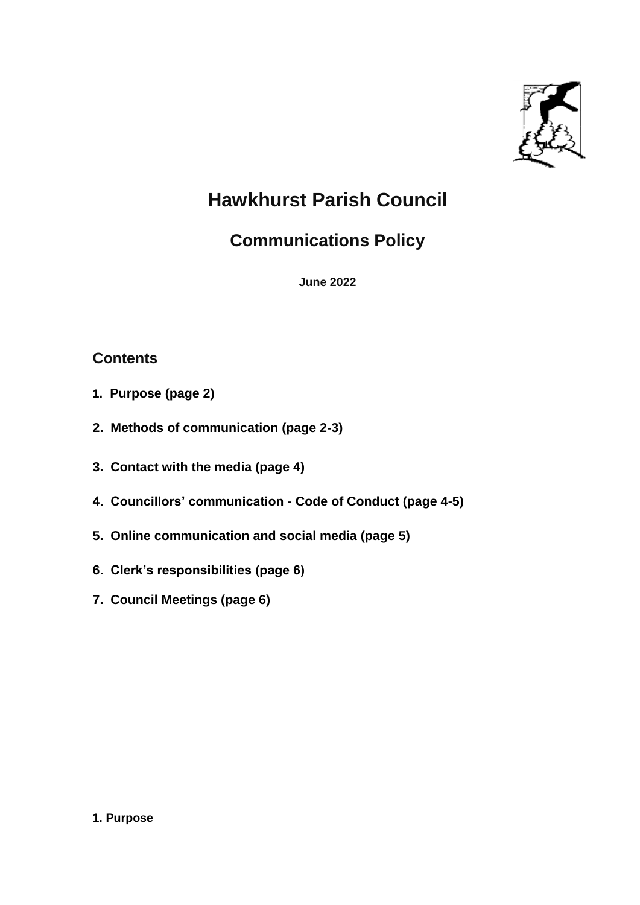# Hawkhurst Parish Council

## Communications Policy

**June 2022**

## Contents

1. **Purpose (page 2)**
2. **Methods of communication (page 2-3)**
3. **Contact with the media (page 4)**
4. **Councillors' communication - Code of Conduct (page 4-5)**
5. **Online communication and social media (page 5)**
6. **Clerk's responsibilities (page 6)**
7. **Council Meetings (page 6)**

**1. Purpose**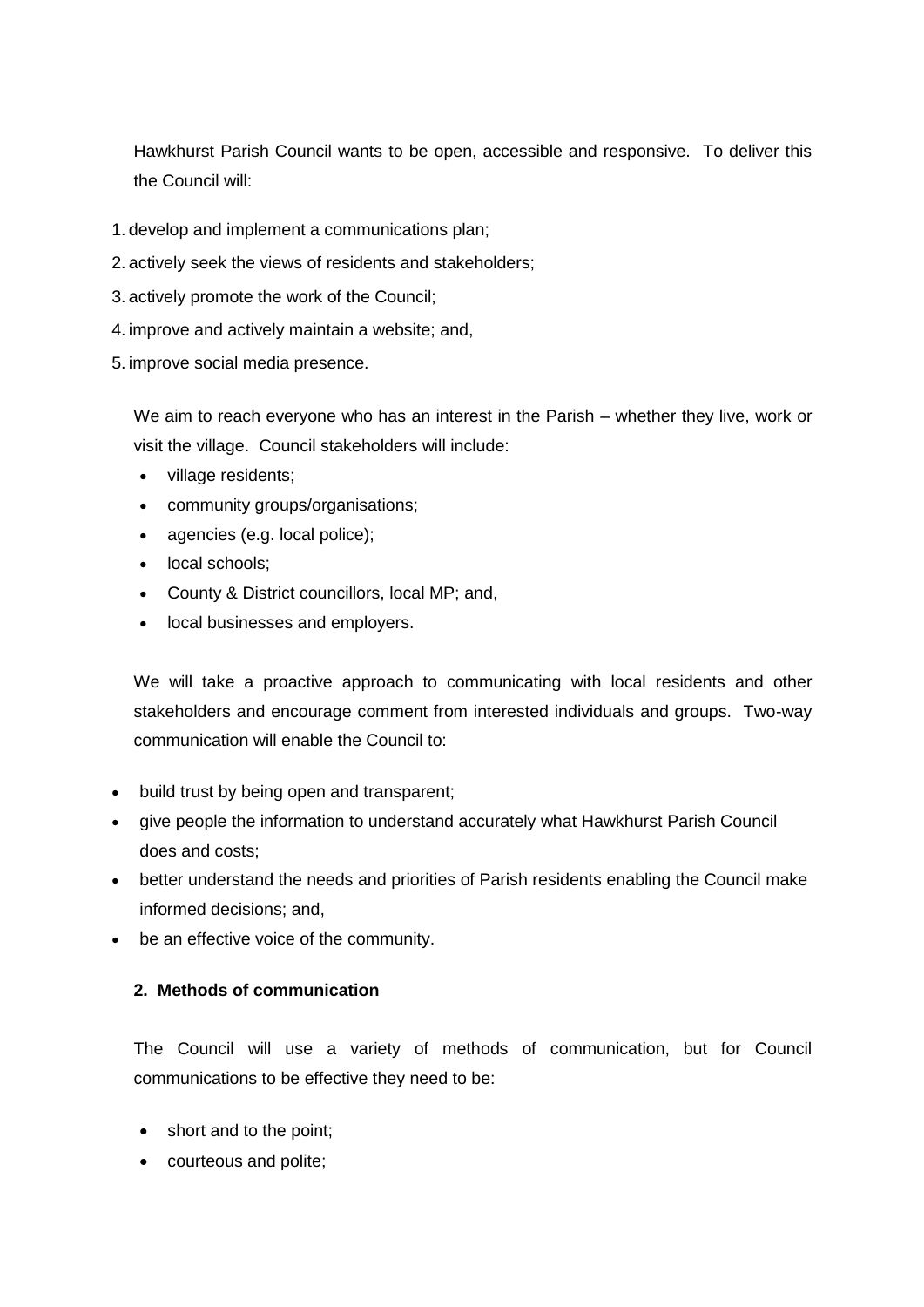Hawkhurst Parish Council wants to be open, accessible and responsive. To deliver this the Council will:

1. develop and implement a communications plan;
2. actively seek the views of residents and stakeholders;
3. actively promote the work of the Council;
4. improve and actively maintain a website; and,
5. improve social media presence.

We aim to reach everyone who has an interest in the Parish – whether they live, work or visit the village. Council stakeholders will include:

- village residents;
- community groups/organisations;
- agencies (e.g. local police);
- local schools;
- County & District councillors, local MP; and,
- local businesses and employers.

We will take a proactive approach to communicating with local residents and other stakeholders and encourage comment from interested individuals and groups. Two-way communication will enable the Council to:

- build trust by being open and transparent;
- give people the information to understand accurately what Hawkhurst Parish Council does and costs;
- better understand the needs and priorities of Parish residents enabling the Council make informed decisions; and,
- be an effective voice of the community.

**2. Methods of communication**

The Council will use a variety of methods of communication, but for Council communications to be effective they need to be:

- short and to the point;
- courteous and polite;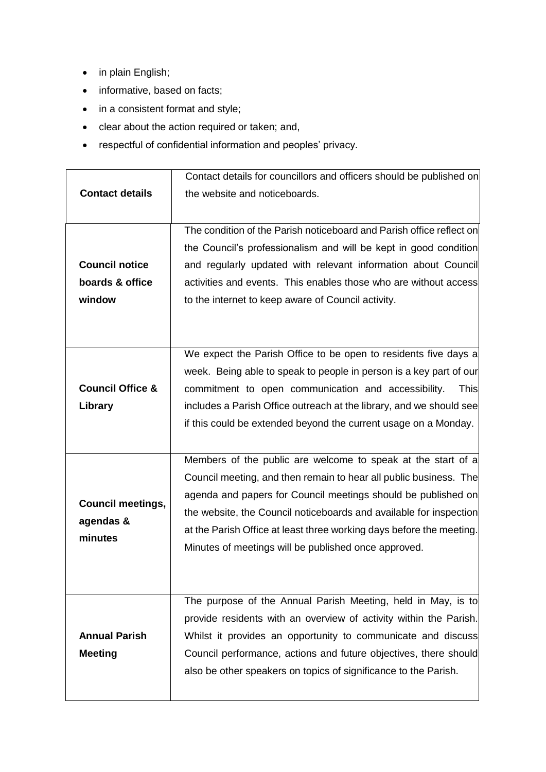- in plain English;
- informative, based on facts;
- in a consistent format and style;
- clear about the action required or taken; and,
- respectful of confidential information and peoples' privacy.

| | |
|---|---|
| **Contact details** | Contact details for councillors and officers should be published on the website and noticeboards. |
| **Council notice boards & office window** | The condition of the Parish noticeboard and Parish office reflect on the Council's professionalism and will be kept in good condition and regularly updated with relevant information about Council activities and events. This enables those who are without access to the internet to keep aware of Council activity. |
| **Council Office & Library** | We expect the Parish Office to be open to residents five days a week. Being able to speak to people in person is a key part of our commitment to open communication and accessibility. This includes a Parish Office outreach at the library, and we should see if this could be extended beyond the current usage on a Monday. |
| **Council meetings, agendas & minutes** | Members of the public are welcome to speak at the start of a Council meeting, and then remain to hear all public business. The agenda and papers for Council meetings should be published on the website, the Council noticeboards and available for inspection at the Parish Office at least three working days before the meeting. Minutes of meetings will be published once approved. |
| **Annual Parish Meeting** | The purpose of the Annual Parish Meeting, held in May, is to provide residents with an overview of activity within the Parish. Whilst it provides an opportunity to communicate and discuss Council performance, actions and future objectives, there should also be other speakers on topics of significance to the Parish. |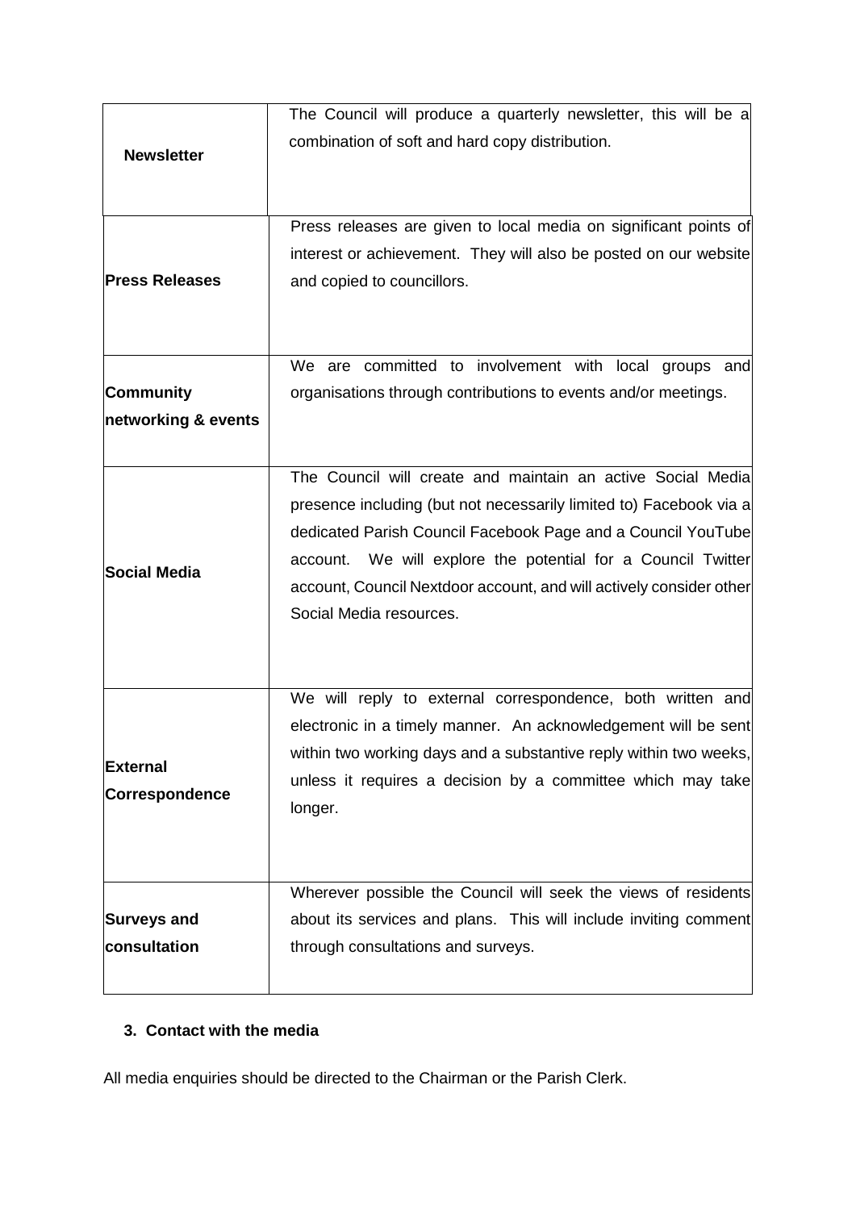| | |
|---|---|
| **Newsletter** | The Council will produce a quarterly newsletter, this will be a combination of soft and hard copy distribution. |
| **Press Releases** | Press releases are given to local media on significant points of interest or achievement. They will also be posted on our website and copied to councillors. |
| **Community networking & events** | We are committed to involvement with local groups and organisations through contributions to events and/or meetings. |
| **Social Media** | The Council will create and maintain an active Social Media presence including (but not necessarily limited to) Facebook via a dedicated Parish Council Facebook Page and a Council YouTube account. We will explore the potential for a Council Twitter account, Council Nextdoor account, and will actively consider other Social Media resources. |
| **External Correspondence** | We will reply to external correspondence, both written and electronic in a timely manner. An acknowledgement will be sent within two working days and a substantive reply within two weeks, unless it requires a decision by a committee which may take longer. |
| **Surveys and consultation** | Wherever possible the Council will seek the views of residents about its services and plans. This will include inviting comment through consultations and surveys. |

### 3. Contact with the media

All media enquiries should be directed to the Chairman or the Parish Clerk.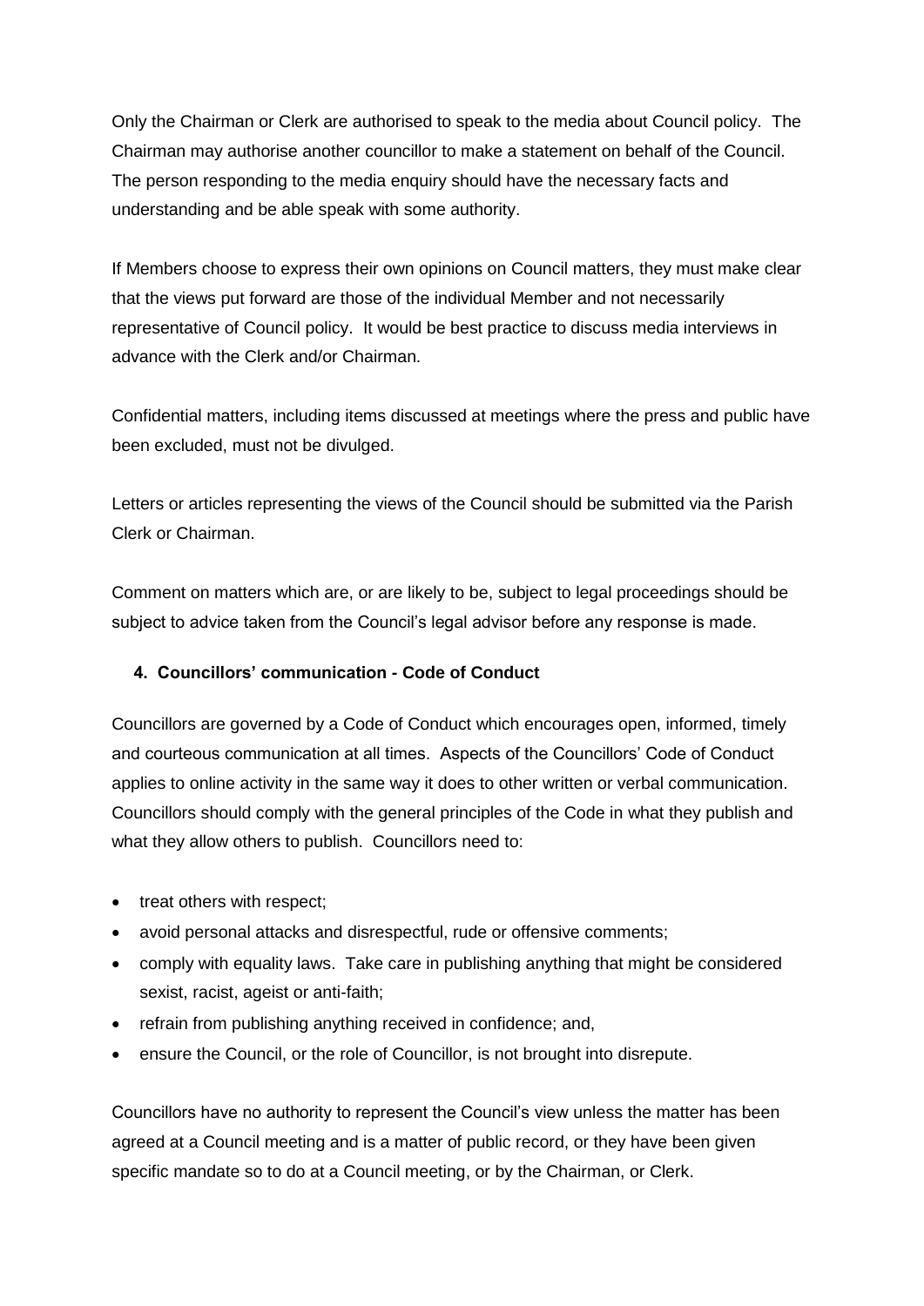Only the Chairman or Clerk are authorised to speak to the media about Council policy. The Chairman may authorise another councillor to make a statement on behalf of the Council. The person responding to the media enquiry should have the necessary facts and understanding and be able speak with some authority.

If Members choose to express their own opinions on Council matters, they must make clear that the views put forward are those of the individual Member and not necessarily representative of Council policy. It would be best practice to discuss media interviews in advance with the Clerk and/or Chairman.

Confidential matters, including items discussed at meetings where the press and public have been excluded, must not be divulged.

Letters or articles representing the views of the Council should be submitted via the Parish Clerk or Chairman.

Comment on matters which are, or are likely to be, subject to legal proceedings should be subject to advice taken from the Council's legal advisor before any response is made.

### 4. Councillors' communication - Code of Conduct

Councillors are governed by a Code of Conduct which encourages open, informed, timely and courteous communication at all times. Aspects of the Councillors' Code of Conduct applies to online activity in the same way it does to other written or verbal communication. Councillors should comply with the general principles of the Code in what they publish and what they allow others to publish. Councillors need to:

- treat others with respect;
- avoid personal attacks and disrespectful, rude or offensive comments;
- comply with equality laws. Take care in publishing anything that might be considered sexist, racist, ageist or anti-faith;
- refrain from publishing anything received in confidence; and,
- ensure the Council, or the role of Councillor, is not brought into disrepute.

Councillors have no authority to represent the Council's view unless the matter has been agreed at a Council meeting and is a matter of public record, or they have been given specific mandate so to do at a Council meeting, or by the Chairman, or Clerk.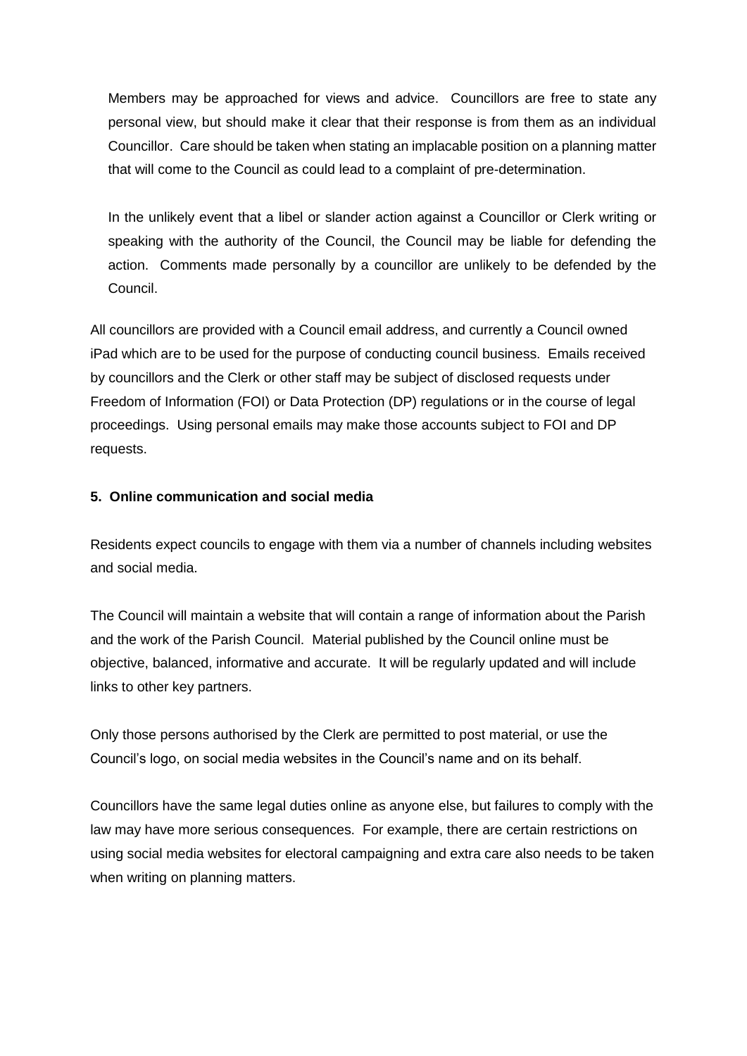Members may be approached for views and advice. Councillors are free to state any personal view, but should make it clear that their response is from them as an individual Councillor. Care should be taken when stating an implacable position on a planning matter that will come to the Council as could lead to a complaint of pre-determination.

In the unlikely event that a libel or slander action against a Councillor or Clerk writing or speaking with the authority of the Council, the Council may be liable for defending the action. Comments made personally by a councillor are unlikely to be defended by the Council.

All councillors are provided with a Council email address, and currently a Council owned iPad which are to be used for the purpose of conducting council business. Emails received by councillors and the Clerk or other staff may be subject of disclosed requests under Freedom of Information (FOI) or Data Protection (DP) regulations or in the course of legal proceedings. Using personal emails may make those accounts subject to FOI and DP requests.

**5. Online communication and social media**

Residents expect councils to engage with them via a number of channels including websites and social media.

The Council will maintain a website that will contain a range of information about the Parish and the work of the Parish Council. Material published by the Council online must be objective, balanced, informative and accurate. It will be regularly updated and will include links to other key partners.

Only those persons authorised by the Clerk are permitted to post material, or use the Council's logo, on social media websites in the Council's name and on its behalf.

Councillors have the same legal duties online as anyone else, but failures to comply with the law may have more serious consequences. For example, there are certain restrictions on using social media websites for electoral campaigning and extra care also needs to be taken when writing on planning matters.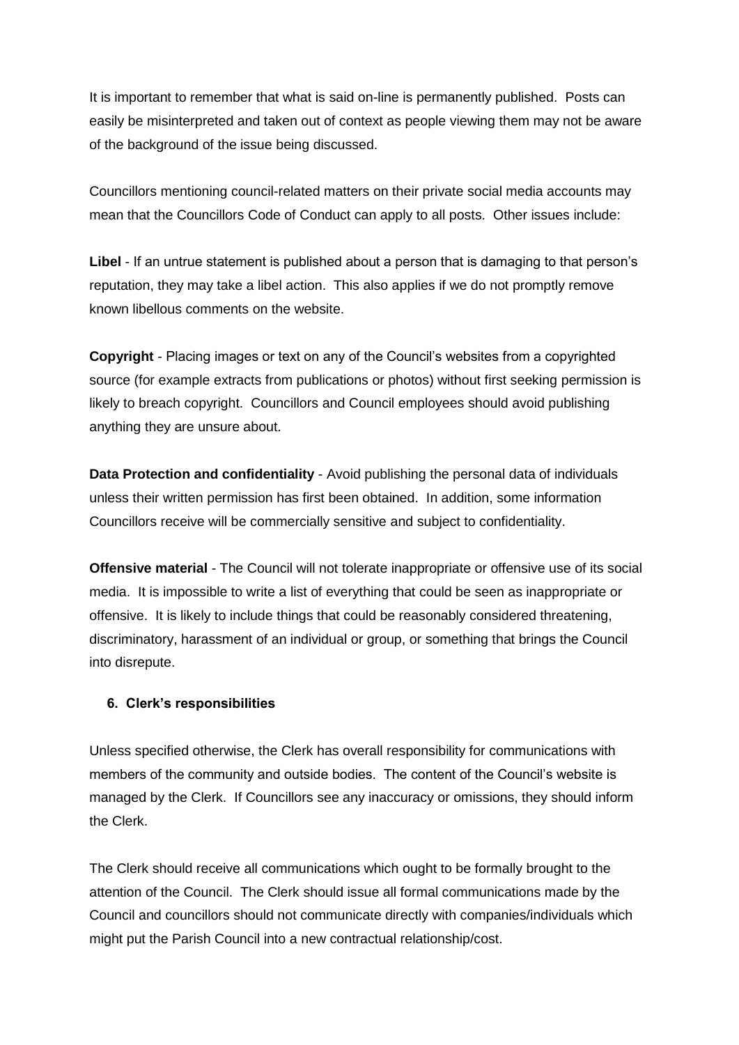It is important to remember that what is said on-line is permanently published. Posts can easily be misinterpreted and taken out of context as people viewing them may not be aware of the background of the issue being discussed.

Councillors mentioning council-related matters on their private social media accounts may mean that the Councillors Code of Conduct can apply to all posts. Other issues include:

**Libel** - If an untrue statement is published about a person that is damaging to that person's reputation, they may take a libel action. This also applies if we do not promptly remove known libellous comments on the website.

**Copyright** - Placing images or text on any of the Council's websites from a copyrighted source (for example extracts from publications or photos) without first seeking permission is likely to breach copyright. Councillors and Council employees should avoid publishing anything they are unsure about.

**Data Protection and confidentiality** - Avoid publishing the personal data of individuals unless their written permission has first been obtained. In addition, some information Councillors receive will be commercially sensitive and subject to confidentiality.

**Offensive material** - The Council will not tolerate inappropriate or offensive use of its social media. It is impossible to write a list of everything that could be seen as inappropriate or offensive. It is likely to include things that could be reasonably considered threatening, discriminatory, harassment of an individual or group, or something that brings the Council into disrepute.

### 6. Clerk's responsibilities

Unless specified otherwise, the Clerk has overall responsibility for communications with members of the community and outside bodies. The content of the Council's website is managed by the Clerk. If Councillors see any inaccuracy or omissions, they should inform the Clerk.

The Clerk should receive all communications which ought to be formally brought to the attention of the Council. The Clerk should issue all formal communications made by the Council and councillors should not communicate directly with companies/individuals which might put the Parish Council into a new contractual relationship/cost.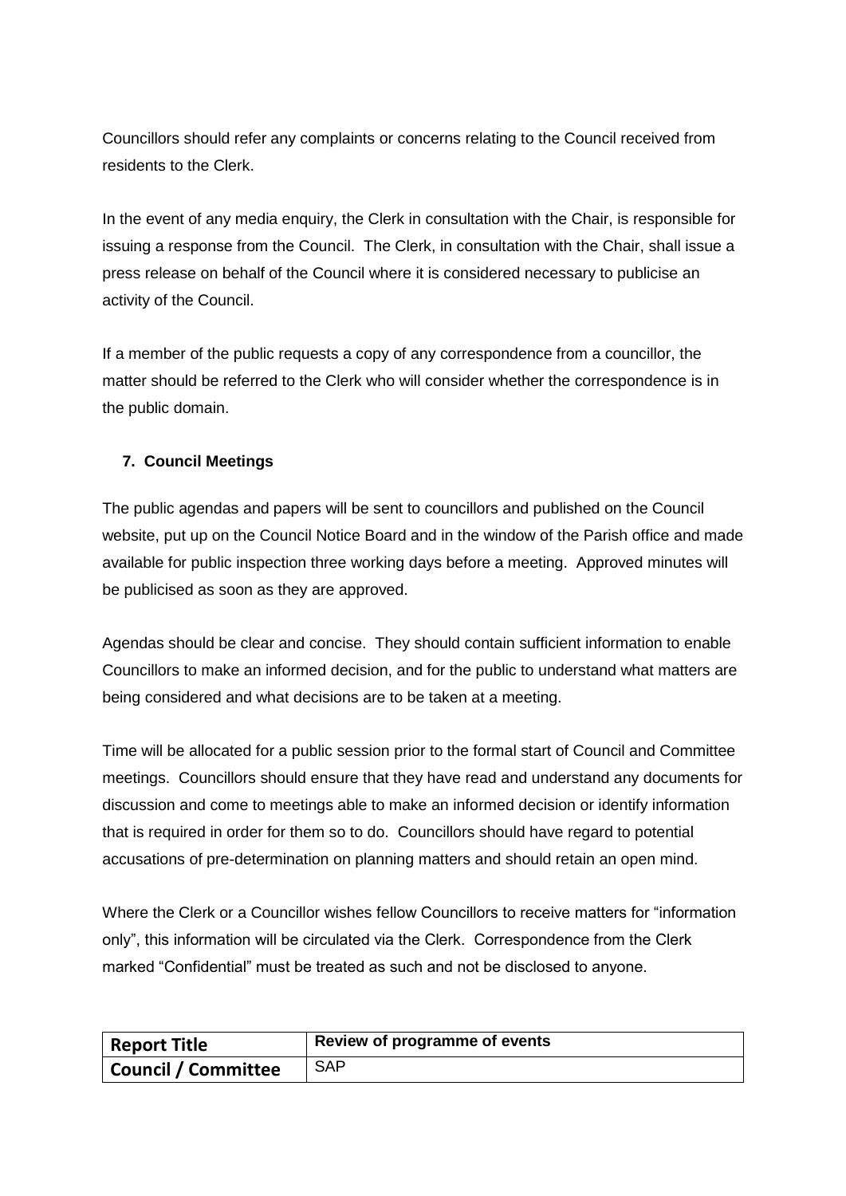Councillors should refer any complaints or concerns relating to the Council received from residents to the Clerk.

In the event of any media enquiry, the Clerk in consultation with the Chair, is responsible for issuing a response from the Council. The Clerk, in consultation with the Chair, shall issue a press release on behalf of the Council where it is considered necessary to publicise an activity of the Council.

If a member of the public requests a copy of any correspondence from a councillor, the matter should be referred to the Clerk who will consider whether the correspondence is in the public domain.

## 7. Council Meetings

The public agendas and papers will be sent to councillors and published on the Council website, put up on the Council Notice Board and in the window of the Parish office and made available for public inspection three working days before a meeting. Approved minutes will be publicised as soon as they are approved.

Agendas should be clear and concise. They should contain sufficient information to enable Councillors to make an informed decision, and for the public to understand what matters are being considered and what decisions are to be taken at a meeting.

Time will be allocated for a public session prior to the formal start of Council and Committee meetings. Councillors should ensure that they have read and understand any documents for discussion and come to meetings able to make an informed decision or identify information that is required in order for them so to do. Councillors should have regard to potential accusations of pre-determination on planning matters and should retain an open mind.

Where the Clerk or a Councillor wishes fellow Councillors to receive matters for "information only", this information will be circulated via the Clerk. Correspondence from the Clerk marked "Confidential" must be treated as such and not be disclosed to anyone.

| **Report Title** | **Review of programme of events** |
| --- | --- |
| **Council / Committee** | SAP |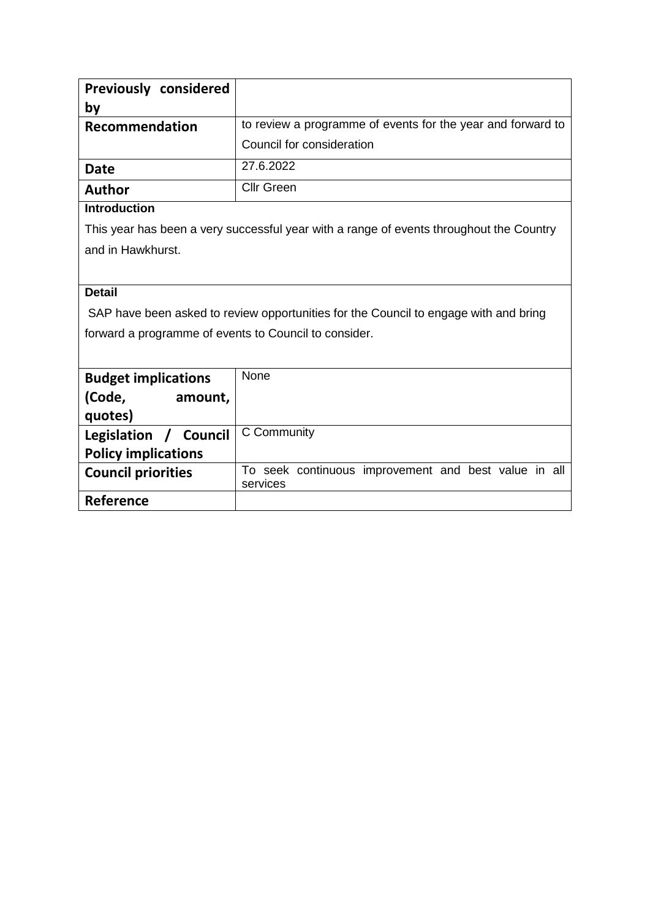| | |
|---|---|
| **Previously considered by** | |
| **Recommendation** | to review a programme of events for the year and forward to Council for consideration |
| **Date** | 27.6.2022 |
| **Author** | Cllr Green |

**Introduction**

This year has been a very successful year with a range of events throughout the Country and in Hawkhurst.

**Detail**

SAP have been asked to review opportunities for the Council to engage with and bring forward a programme of events to Council to consider.

| | |
|---|---|
| **Budget implications (Code, amount, quotes)** | None |
| **Legislation / Council Policy implications** | C Community |
| **Council priorities** | To seek continuous improvement and best value in all services |
| **Reference** | |